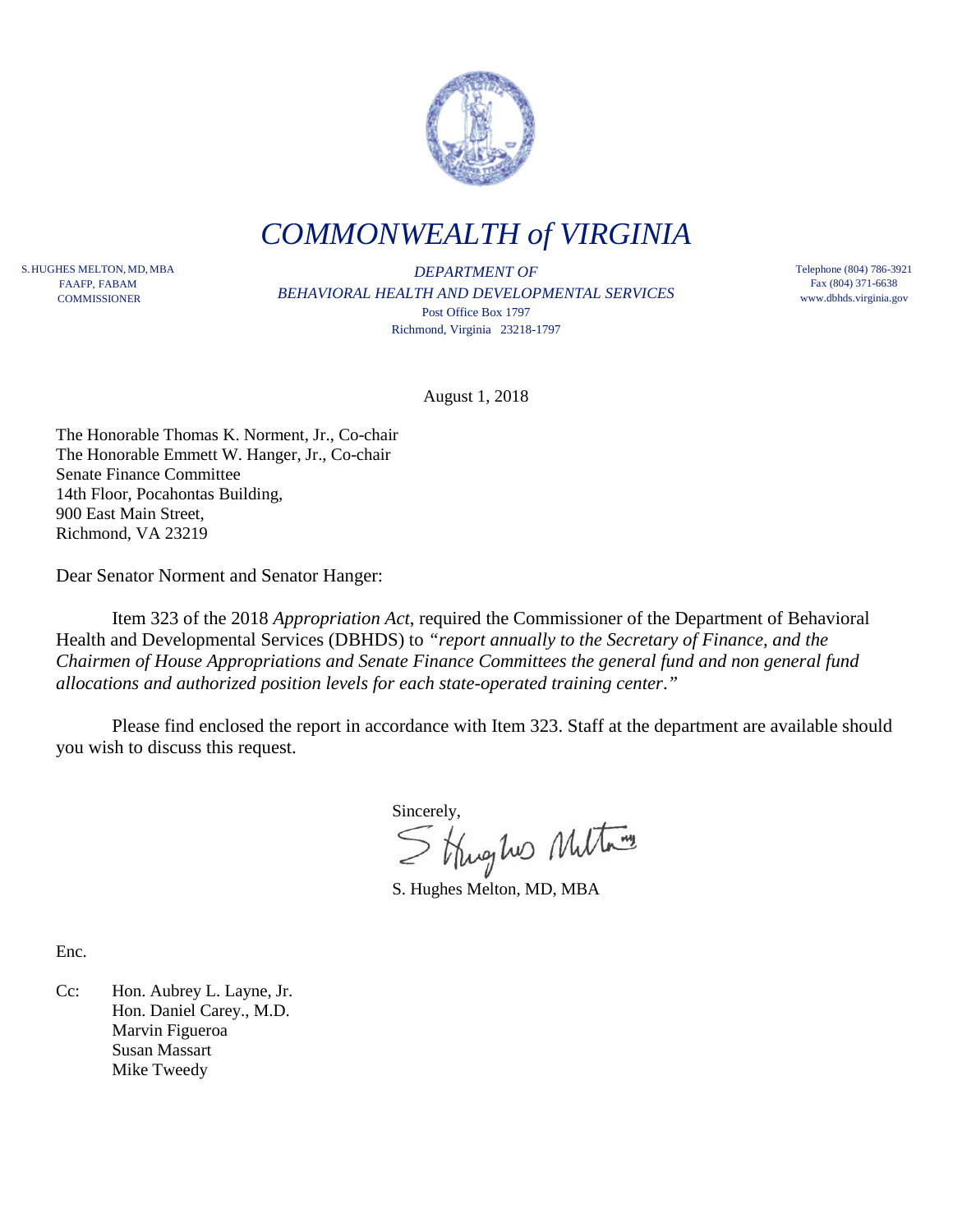# *COMMONWEALTH of VIRGINIA*

S. HUGHES MELTON, MD, MBA
FAAFP, FABAM
COMMISSIONER

*DEPARTMENT OF*
*BEHAVIORAL HEALTH AND DEVELOPMENTAL SERVICES*
Post Office Box 1797
Richmond, Virginia 23218-1797

Telephone (804) 786-3921
Fax (804) 371-6638
www.dbhds.virginia.gov

August 1, 2018

The Honorable Thomas K. Norment, Jr., Co-chair
The Honorable Emmett W. Hanger, Jr., Co-chair
Senate Finance Committee
14th Floor, Pocahontas Building,
900 East Main Street,
Richmond, VA 23219

Dear Senator Norment and Senator Hanger:

Item 323 of the 2018 *Appropriation Act*, required the Commissioner of the Department of Behavioral Health and Developmental Services (DBHDS) to *"report annually to the Secretary of Finance, and the Chairmen of House Appropriations and Senate Finance Committees the general fund and non general fund allocations and authorized position levels for each state-operated training center."*

Please find enclosed the report in accordance with Item 323. Staff at the department are available should you wish to discuss this request.

Sincerely,

S. Hughes Melton, MD, MBA

Enc.

Cc: Hon. Aubrey L. Layne, Jr.
Hon. Daniel Carey., M.D.
Marvin Figueroa
Susan Massart
Mike Tweedy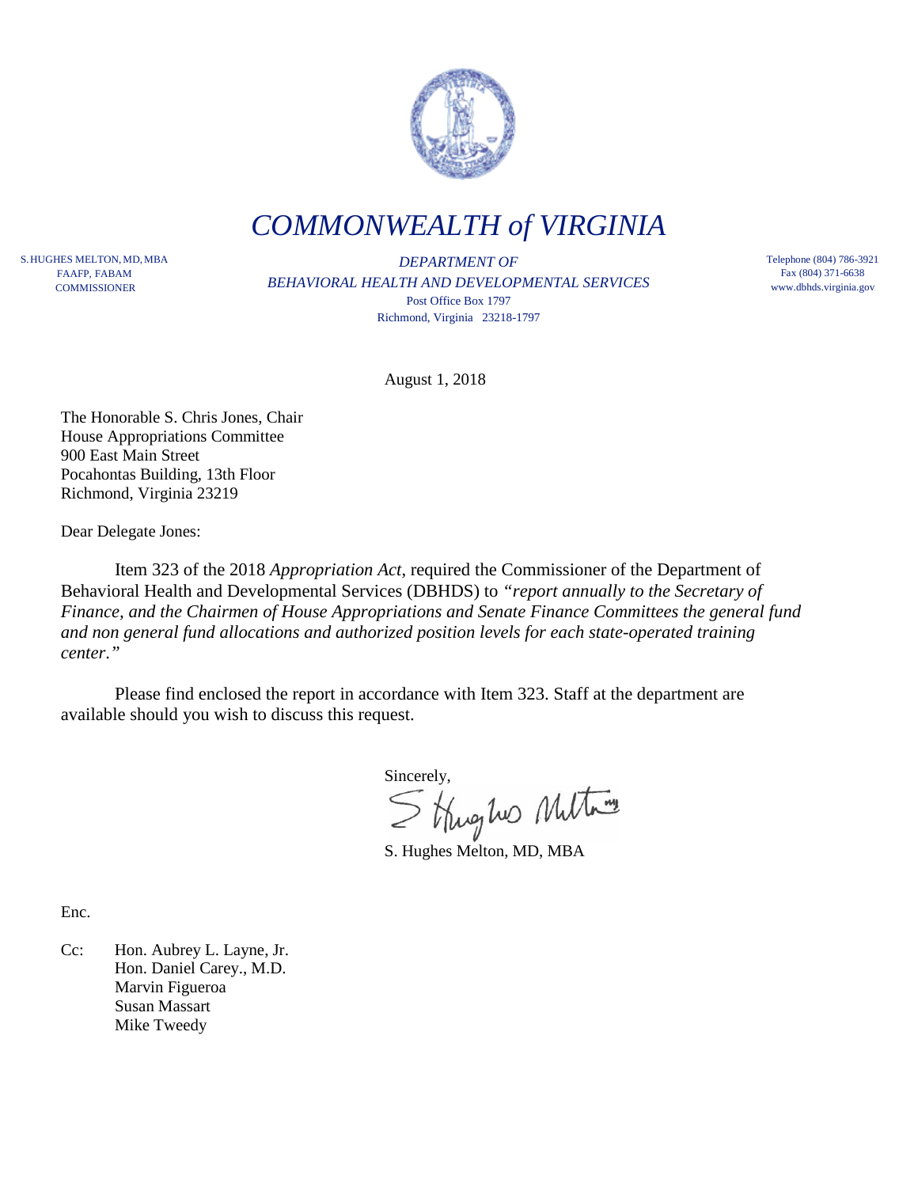# COMMONWEALTH *of* VIRGINIA

S. HUGHES MELTON, MD, MBA
FAAFP, FABAM
COMMISSIONER

*DEPARTMENT OF*
*BEHAVIORAL HEALTH AND DEVELOPMENTAL SERVICES*
Post Office Box 1797
Richmond, Virginia 23218-1797

Telephone (804) 786-3921
Fax (804) 371-6638
www.dbhds.virginia.gov

August 1, 2018

The Honorable S. Chris Jones, Chair
House Appropriations Committee
900 East Main Street
Pocahontas Building, 13th Floor
Richmond, Virginia 23219

Dear Delegate Jones:

Item 323 of the 2018 *Appropriation Act*, required the Commissioner of the Department of Behavioral Health and Developmental Services (DBHDS) to *"report annually to the Secretary of Finance, and the Chairmen of House Appropriations and Senate Finance Committees the general fund and non general fund allocations and authorized position levels for each state-operated training center."*

Please find enclosed the report in accordance with Item 323. Staff at the department are available should you wish to discuss this request.

Sincerely,

S. Hughes Melton, MD, MBA

Enc.

Cc: Hon. Aubrey L. Layne, Jr.
Hon. Daniel Carey., M.D.
Marvin Figueroa
Susan Massart
Mike Tweedy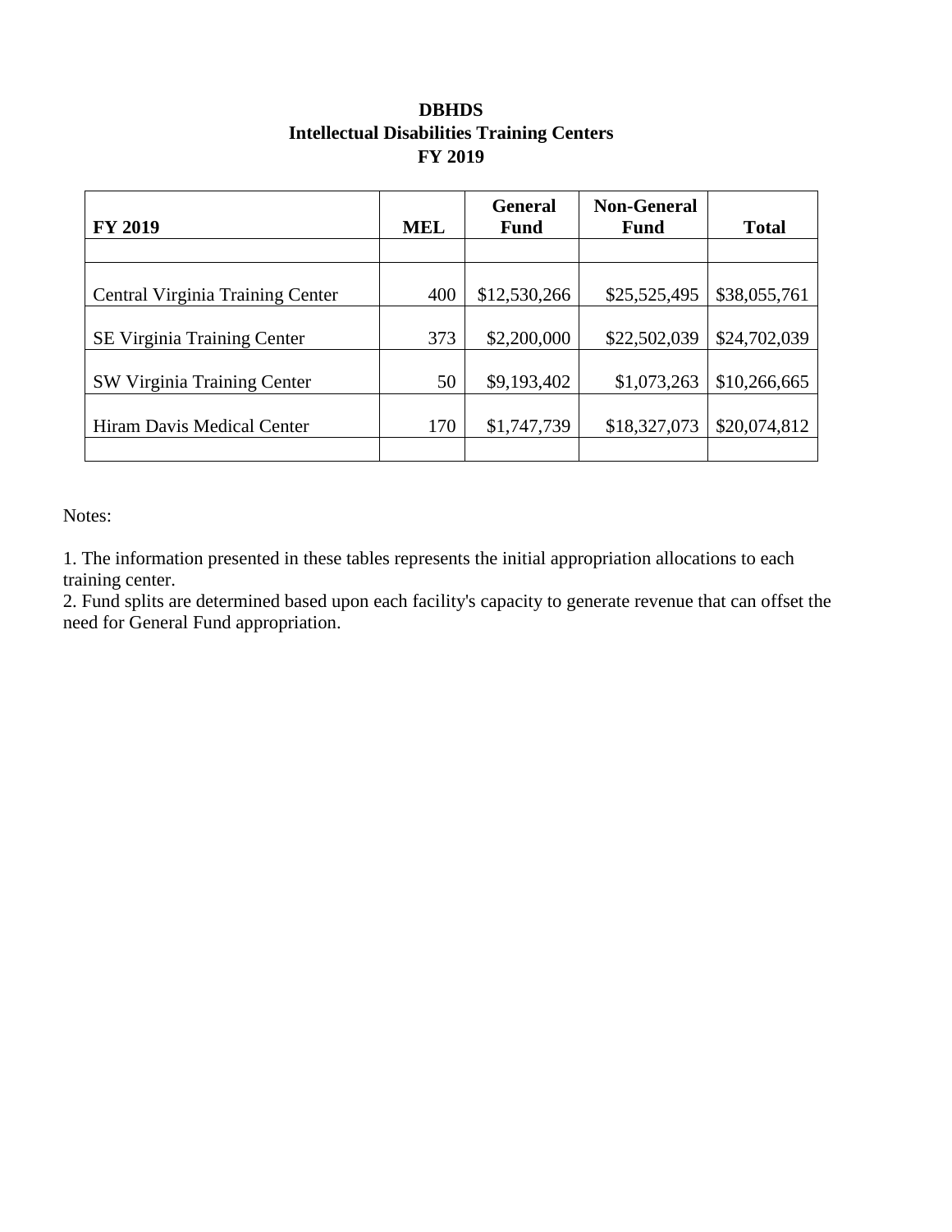**DBHDS**
**Intellectual Disabilities Training Centers**
**FY 2019**

| FY 2019 | MEL | General Fund | Non-General Fund | Total |
|---|---|---|---|---|
| | | | | |
| Central Virginia Training Center | 400 | $12,530,266 | $25,525,495 | $38,055,761 |
| SE Virginia Training Center | 373 | $2,200,000 | $22,502,039 | $24,702,039 |
| SW Virginia Training Center | 50 | $9,193,402 | $1,073,263 | $10,266,665 |
| Hiram Davis Medical Center | 170 | $1,747,739 | $18,327,073 | $20,074,812 |
| | | | | |

Notes:

1. The information presented in these tables represents the initial appropriation allocations to each training center.
2. Fund splits are determined based upon each facility's capacity to generate revenue that can offset the need for General Fund appropriation.